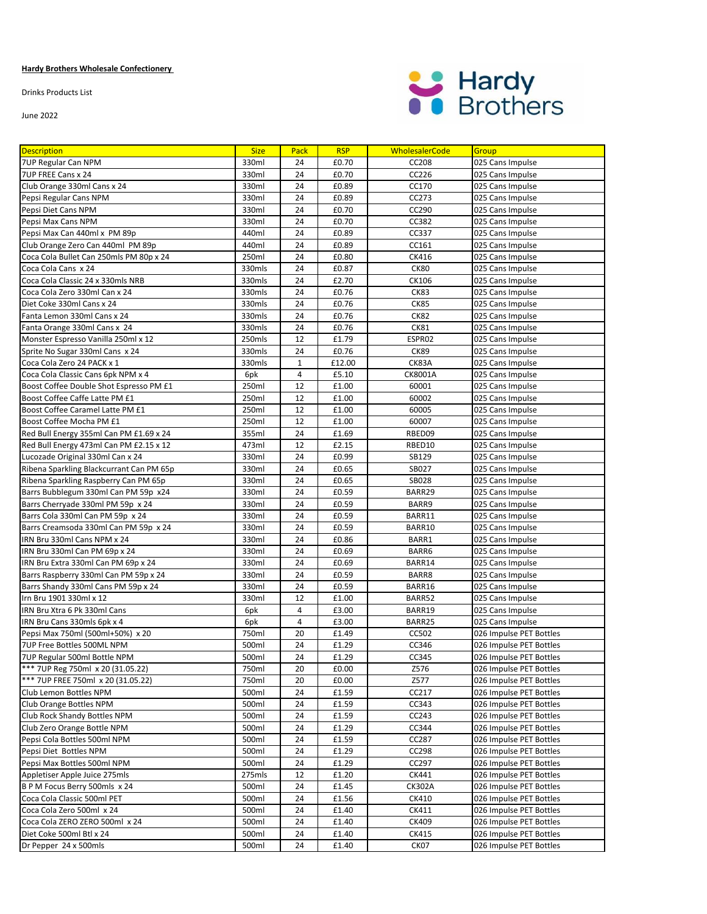**Hardy Brothers Wholesale Confectionery**

Drinks Products List

June 2022

| Description | Size | Pack | RSP | WholesalerCode | Group |
|---|---|---|---|---|---|
| 7UP Regular Can NPM | 330ml | 24 | £0.70 | CC208 | 025 Cans Impulse |
| 7UP FREE Cans x 24 | 330ml | 24 | £0.70 | CC226 | 025 Cans Impulse |
| Club Orange 330ml Cans x 24 | 330ml | 24 | £0.89 | CC170 | 025 Cans Impulse |
| Pepsi Regular Cans NPM | 330ml | 24 | £0.89 | CC273 | 025 Cans Impulse |
| Pepsi Diet Cans NPM | 330ml | 24 | £0.70 | CC290 | 025 Cans Impulse |
| Pepsi Max Cans NPM | 330ml | 24 | £0.70 | CC382 | 025 Cans Impulse |
| Pepsi Max Can 440ml x PM 89p | 440ml | 24 | £0.89 | CC337 | 025 Cans Impulse |
| Club Orange Zero Can 440ml PM 89p | 440ml | 24 | £0.89 | CC161 | 025 Cans Impulse |
| Coca Cola Bullet Can 250mls PM 80p x 24 | 250ml | 24 | £0.80 | CK416 | 025 Cans Impulse |
| Coca Cola Cans x 24 | 330mls | 24 | £0.87 | CK80 | 025 Cans Impulse |
| Coca Cola Classic 24 x 330mls NRB | 330mls | 24 | £2.70 | CK106 | 025 Cans Impulse |
| Coca Cola Zero 330ml Can x 24 | 330mls | 24 | £0.76 | CK83 | 025 Cans Impulse |
| Diet Coke 330ml Cans x 24 | 330mls | 24 | £0.76 | CK85 | 025 Cans Impulse |
| Fanta Lemon 330ml Cans x 24 | 330mls | 24 | £0.76 | CK82 | 025 Cans Impulse |
| Fanta Orange 330ml Cans x 24 | 330mls | 24 | £0.76 | CK81 | 025 Cans Impulse |
| Monster Espresso Vanilla 250ml x 12 | 250mls | 12 | £1.79 | ESPR02 | 025 Cans Impulse |
| Sprite No Sugar 330ml Cans x 24 | 330mls | 24 | £0.76 | CK89 | 025 Cans Impulse |
| Coca Cola Zero 24 PACK x 1 | 330mls | 1 | £12.00 | CK83A | 025 Cans Impulse |
| Coca Cola Classic Cans 6pk NPM x 4 | 6pk | 4 | £5.10 | CK8001A | 025 Cans Impulse |
| Boost Coffee Double Shot Espresso PM £1 | 250ml | 12 | £1.00 | 60001 | 025 Cans Impulse |
| Boost Coffee Caffe Latte PM £1 | 250ml | 12 | £1.00 | 60002 | 025 Cans Impulse |
| Boost Coffee Caramel Latte PM £1 | 250ml | 12 | £1.00 | 60005 | 025 Cans Impulse |
| Boost Coffee Mocha PM £1 | 250ml | 12 | £1.00 | 60007 | 025 Cans Impulse |
| Red Bull Energy 355ml Can PM £1.69 x 24 | 355ml | 24 | £1.69 | RBED09 | 025 Cans Impulse |
| Red Bull Energy 473ml Can PM £2.15 x 12 | 473ml | 12 | £2.15 | RBED10 | 025 Cans Impulse |
| Lucozade Original 330ml Can x 24 | 330ml | 24 | £0.99 | SB129 | 025 Cans Impulse |
| Ribena Sparkling Blackcurrant Can PM 65p | 330ml | 24 | £0.65 | SB027 | 025 Cans Impulse |
| Ribena Sparkling Raspberry Can PM 65p | 330ml | 24 | £0.65 | SB028 | 025 Cans Impulse |
| Barrs Bubblegum 330ml Can PM 59p x24 | 330ml | 24 | £0.59 | BARR29 | 025 Cans Impulse |
| Barrs Cherryade 330ml PM 59p x 24 | 330ml | 24 | £0.59 | BARR9 | 025 Cans Impulse |
| Barrs Cola 330ml Can PM 59p x 24 | 330ml | 24 | £0.59 | BARR11 | 025 Cans Impulse |
| Barrs Creamsoda 330ml Can PM 59p x 24 | 330ml | 24 | £0.59 | BARR10 | 025 Cans Impulse |
| IRN Bru 330ml Cans NPM x 24 | 330ml | 24 | £0.86 | BARR1 | 025 Cans Impulse |
| IRN Bru 330ml Can PM 69p x 24 | 330ml | 24 | £0.69 | BARR6 | 025 Cans Impulse |
| IRN Bru Extra 330ml Can PM 69p x 24 | 330ml | 24 | £0.69 | BARR14 | 025 Cans Impulse |
| Barrs Raspberry 330ml Can PM 59p x 24 | 330ml | 24 | £0.59 | BARR8 | 025 Cans Impulse |
| Barrs Shandy 330ml Cans PM 59p x 24 | 330ml | 24 | £0.59 | BARR16 | 025 Cans Impulse |
| Irn Bru 1901 330ml x 12 | 330ml | 12 | £1.00 | BARR52 | 025 Cans Impulse |
| IRN Bru Xtra 6 Pk 330ml Cans | 6pk | 4 | £3.00 | BARR19 | 025 Cans Impulse |
| IRN Bru Cans 330mls 6pk x 4 | 6pk | 4 | £3.00 | BARR25 | 025 Cans Impulse |
| Pepsi Max 750ml (500ml+50%) x 20 | 750ml | 20 | £1.49 | CC502 | 026 Impulse PET Bottles |
| 7UP Free Bottles 500ML NPM | 500ml | 24 | £1.29 | CC346 | 026 Impulse PET Bottles |
| 7UP Regular 500ml Bottle NPM | 500ml | 24 | £1.29 | CC345 | 026 Impulse PET Bottles |
| *** 7UP Reg 750ml x 20 (31.05.22) | 750ml | 20 | £0.00 | Z576 | 026 Impulse PET Bottles |
| *** 7UP FREE 750ml x 20 (31.05.22) | 750ml | 20 | £0.00 | Z577 | 026 Impulse PET Bottles |
| Club Lemon Bottles NPM | 500ml | 24 | £1.59 | CC217 | 026 Impulse PET Bottles |
| Club Orange Bottles NPM | 500ml | 24 | £1.59 | CC343 | 026 Impulse PET Bottles |
| Club Rock Shandy Bottles NPM | 500ml | 24 | £1.59 | CC243 | 026 Impulse PET Bottles |
| Club Zero Orange Bottle NPM | 500ml | 24 | £1.29 | CC344 | 026 Impulse PET Bottles |
| Pepsi Cola Bottles 500ml NPM | 500ml | 24 | £1.59 | CC287 | 026 Impulse PET Bottles |
| Pepsi Diet Bottles NPM | 500ml | 24 | £1.29 | CC298 | 026 Impulse PET Bottles |
| Pepsi Max Bottles 500ml NPM | 500ml | 24 | £1.29 | CC297 | 026 Impulse PET Bottles |
| Appletiser Apple Juice 275mls | 275mls | 12 | £1.20 | CK441 | 026 Impulse PET Bottles |
| B P M Focus Berry 500mls x 24 | 500ml | 24 | £1.45 | CK302A | 026 Impulse PET Bottles |
| Coca Cola Classic 500ml PET | 500ml | 24 | £1.56 | CK410 | 026 Impulse PET Bottles |
| Coca Cola Zero 500ml x 24 | 500ml | 24 | £1.40 | CK411 | 026 Impulse PET Bottles |
| Coca Cola ZERO ZERO 500ml x 24 | 500ml | 24 | £1.40 | CK409 | 026 Impulse PET Bottles |
| Diet Coke 500ml Btl x 24 | 500ml | 24 | £1.40 | CK415 | 026 Impulse PET Bottles |
| Dr Pepper 24 x 500mls | 500ml | 24 | £1.40 | CK07 | 026 Impulse PET Bottles |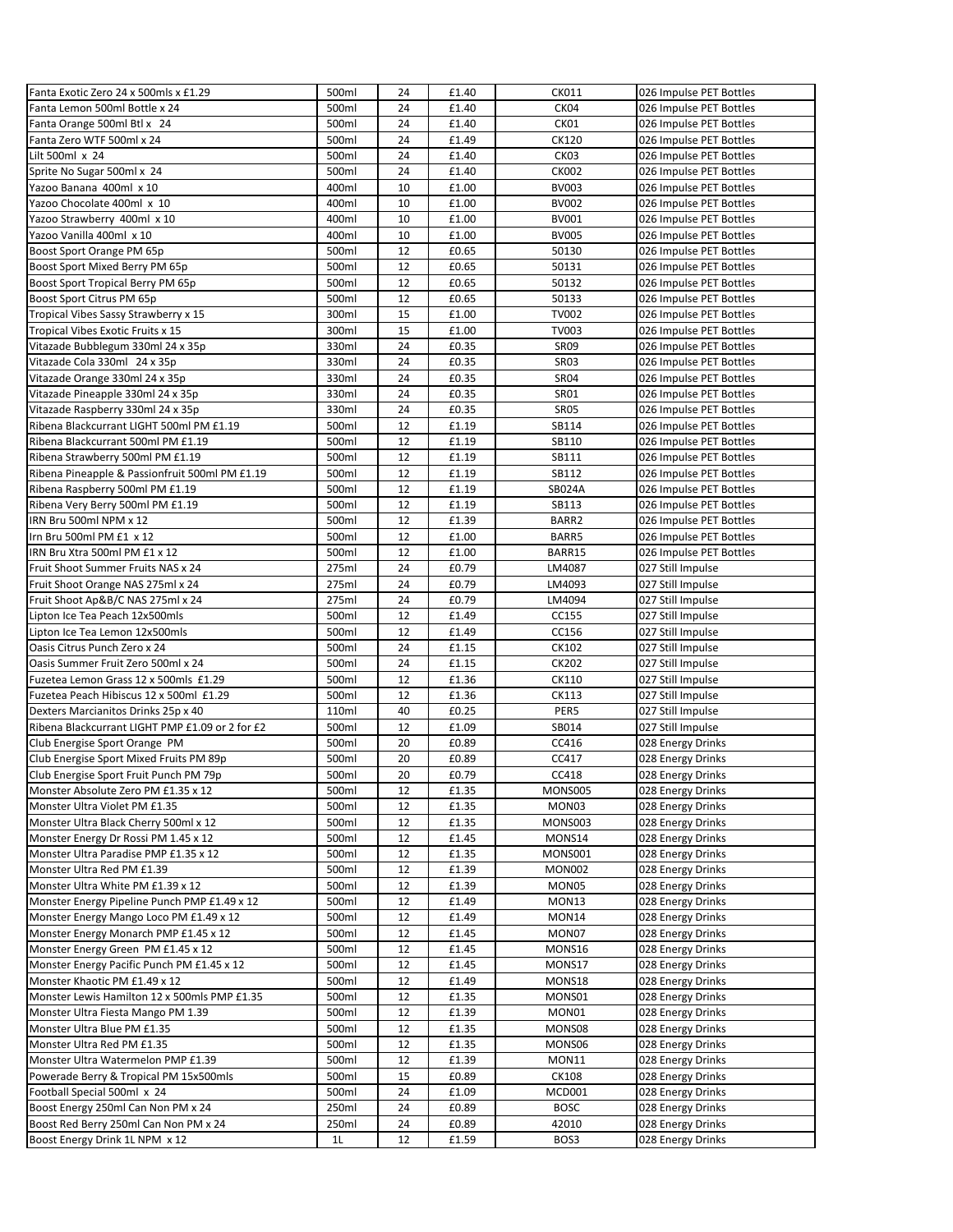| | | | | | |
|---|---|---|---|---|---|
| Fanta Exotic Zero 24 x 500mls x £1.29 | 500ml | 24 | £1.40 | CK011 | 026 Impulse PET Bottles |
| Fanta Lemon 500ml Bottle x 24 | 500ml | 24 | £1.40 | CK04 | 026 Impulse PET Bottles |
| Fanta Orange 500ml Btl x 24 | 500ml | 24 | £1.40 | CK01 | 026 Impulse PET Bottles |
| Fanta Zero WTF 500ml x 24 | 500ml | 24 | £1.49 | CK120 | 026 Impulse PET Bottles |
| Lilt 500ml x 24 | 500ml | 24 | £1.40 | CK03 | 026 Impulse PET Bottles |
| Sprite No Sugar 500ml x 24 | 500ml | 24 | £1.40 | CK002 | 026 Impulse PET Bottles |
| Yazoo Banana 400ml x 10 | 400ml | 10 | £1.00 | BV003 | 026 Impulse PET Bottles |
| Yazoo Chocolate 400ml x 10 | 400ml | 10 | £1.00 | BV002 | 026 Impulse PET Bottles |
| Yazoo Strawberry 400ml x 10 | 400ml | 10 | £1.00 | BV001 | 026 Impulse PET Bottles |
| Yazoo Vanilla 400ml x 10 | 400ml | 10 | £1.00 | BV005 | 026 Impulse PET Bottles |
| Boost Sport Orange PM 65p | 500ml | 12 | £0.65 | 50130 | 026 Impulse PET Bottles |
| Boost Sport Mixed Berry PM 65p | 500ml | 12 | £0.65 | 50131 | 026 Impulse PET Bottles |
| Boost Sport Tropical Berry PM 65p | 500ml | 12 | £0.65 | 50132 | 026 Impulse PET Bottles |
| Boost Sport Citrus PM 65p | 500ml | 12 | £0.65 | 50133 | 026 Impulse PET Bottles |
| Tropical Vibes Sassy Strawberry x 15 | 300ml | 15 | £1.00 | TV002 | 026 Impulse PET Bottles |
| Tropical Vibes Exotic Fruits x 15 | 300ml | 15 | £1.00 | TV003 | 026 Impulse PET Bottles |
| Vitazade Bubblegum 330ml 24 x 35p | 330ml | 24 | £0.35 | SR09 | 026 Impulse PET Bottles |
| Vitazade Cola 330ml 24 x 35p | 330ml | 24 | £0.35 | SR03 | 026 Impulse PET Bottles |
| Vitazade Orange 330ml 24 x 35p | 330ml | 24 | £0.35 | SR04 | 026 Impulse PET Bottles |
| Vitazade Pineapple 330ml 24 x 35p | 330ml | 24 | £0.35 | SR01 | 026 Impulse PET Bottles |
| Vitazade Raspberry 330ml 24 x 35p | 330ml | 24 | £0.35 | SR05 | 026 Impulse PET Bottles |
| Ribena Blackcurrant LIGHT 500ml PM £1.19 | 500ml | 12 | £1.19 | SB114 | 026 Impulse PET Bottles |
| Ribena Blackcurrant 500ml PM £1.19 | 500ml | 12 | £1.19 | SB110 | 026 Impulse PET Bottles |
| Ribena Strawberry 500ml PM £1.19 | 500ml | 12 | £1.19 | SB111 | 026 Impulse PET Bottles |
| Ribena Pineapple & Passionfruit 500ml PM £1.19 | 500ml | 12 | £1.19 | SB112 | 026 Impulse PET Bottles |
| Ribena Raspberry 500ml PM £1.19 | 500ml | 12 | £1.19 | SB024A | 026 Impulse PET Bottles |
| Ribena Very Berry 500ml PM £1.19 | 500ml | 12 | £1.19 | SB113 | 026 Impulse PET Bottles |
| IRN Bru 500ml NPM x 12 | 500ml | 12 | £1.39 | BARR2 | 026 Impulse PET Bottles |
| Irn Bru 500ml PM £1 x 12 | 500ml | 12 | £1.00 | BARR5 | 026 Impulse PET Bottles |
| IRN Bru Xtra 500ml PM £1 x 12 | 500ml | 12 | £1.00 | BARR15 | 026 Impulse PET Bottles |
| Fruit Shoot Summer Fruits NAS x 24 | 275ml | 24 | £0.79 | LM4087 | 027 Still Impulse |
| Fruit Shoot Orange NAS 275ml x 24 | 275ml | 24 | £0.79 | LM4093 | 027 Still Impulse |
| Fruit Shoot Ap&B/C NAS 275ml x 24 | 275ml | 24 | £0.79 | LM4094 | 027 Still Impulse |
| Lipton Ice Tea Peach 12x500mls | 500ml | 12 | £1.49 | CC155 | 027 Still Impulse |
| Lipton Ice Tea Lemon 12x500mls | 500ml | 12 | £1.49 | CC156 | 027 Still Impulse |
| Oasis Citrus Punch Zero x 24 | 500ml | 24 | £1.15 | CK102 | 027 Still Impulse |
| Oasis Summer Fruit Zero 500ml x 24 | 500ml | 24 | £1.15 | CK202 | 027 Still Impulse |
| Fuzetea Lemon Grass 12 x 500mls £1.29 | 500ml | 12 | £1.36 | CK110 | 027 Still Impulse |
| Fuzetea Peach Hibiscus 12 x 500ml £1.29 | 500ml | 12 | £1.36 | CK113 | 027 Still Impulse |
| Dexters Marcianitos Drinks 25p x 40 | 110ml | 40 | £0.25 | PER5 | 027 Still Impulse |
| Ribena Blackcurrant LIGHT PMP £1.09 or 2 for £2 | 500ml | 12 | £1.09 | SB014 | 027 Still Impulse |
| Club Energise Sport Orange PM | 500ml | 20 | £0.89 | CC416 | 028 Energy Drinks |
| Club Energise Sport Mixed Fruits PM 89p | 500ml | 20 | £0.89 | CC417 | 028 Energy Drinks |
| Club Energise Sport Fruit Punch PM 79p | 500ml | 20 | £0.79 | CC418 | 028 Energy Drinks |
| Monster Absolute Zero PM £1.35 x 12 | 500ml | 12 | £1.35 | MONS005 | 028 Energy Drinks |
| Monster Ultra Violet PM £1.35 | 500ml | 12 | £1.35 | MON03 | 028 Energy Drinks |
| Monster Ultra Black Cherry 500ml x 12 | 500ml | 12 | £1.35 | MONS003 | 028 Energy Drinks |
| Monster Energy Dr Rossi PM 1.45 x 12 | 500ml | 12 | £1.45 | MONS14 | 028 Energy Drinks |
| Monster Ultra Paradise PMP £1.35 x 12 | 500ml | 12 | £1.35 | MONS001 | 028 Energy Drinks |
| Monster Ultra Red PM £1.39 | 500ml | 12 | £1.39 | MON002 | 028 Energy Drinks |
| Monster Ultra White PM £1.39 x 12 | 500ml | 12 | £1.39 | MON05 | 028 Energy Drinks |
| Monster Energy Pipeline Punch PMP £1.49 x 12 | 500ml | 12 | £1.49 | MON13 | 028 Energy Drinks |
| Monster Energy Mango Loco PM £1.49 x 12 | 500ml | 12 | £1.49 | MON14 | 028 Energy Drinks |
| Monster Energy Monarch PMP £1.45 x 12 | 500ml | 12 | £1.45 | MON07 | 028 Energy Drinks |
| Monster Energy Green PM £1.45 x 12 | 500ml | 12 | £1.45 | MONS16 | 028 Energy Drinks |
| Monster Energy Pacific Punch PM £1.45 x 12 | 500ml | 12 | £1.45 | MONS17 | 028 Energy Drinks |
| Monster Khaotic PM £1.49 x 12 | 500ml | 12 | £1.49 | MONS18 | 028 Energy Drinks |
| Monster Lewis Hamilton 12 x 500mls PMP £1.35 | 500ml | 12 | £1.35 | MONS01 | 028 Energy Drinks |
| Monster Ultra Fiesta Mango PM 1.39 | 500ml | 12 | £1.39 | MON01 | 028 Energy Drinks |
| Monster Ultra Blue PM £1.35 | 500ml | 12 | £1.35 | MONS08 | 028 Energy Drinks |
| Monster Ultra Red PM £1.35 | 500ml | 12 | £1.35 | MONS06 | 028 Energy Drinks |
| Monster Ultra Watermelon PMP £1.39 | 500ml | 12 | £1.39 | MON11 | 028 Energy Drinks |
| Powerade Berry & Tropical PM 15x500mls | 500ml | 15 | £0.89 | CK108 | 028 Energy Drinks |
| Football Special 500ml x 24 | 500ml | 24 | £1.09 | MCD001 | 028 Energy Drinks |
| Boost Energy 250ml Can Non PM x 24 | 250ml | 24 | £0.89 | BOSC | 028 Energy Drinks |
| Boost Red Berry 250ml Can Non PM x 24 | 250ml | 24 | £0.89 | 42010 | 028 Energy Drinks |
| Boost Energy Drink 1L NPM x 12 | 1L | 12 | £1.59 | BOS3 | 028 Energy Drinks |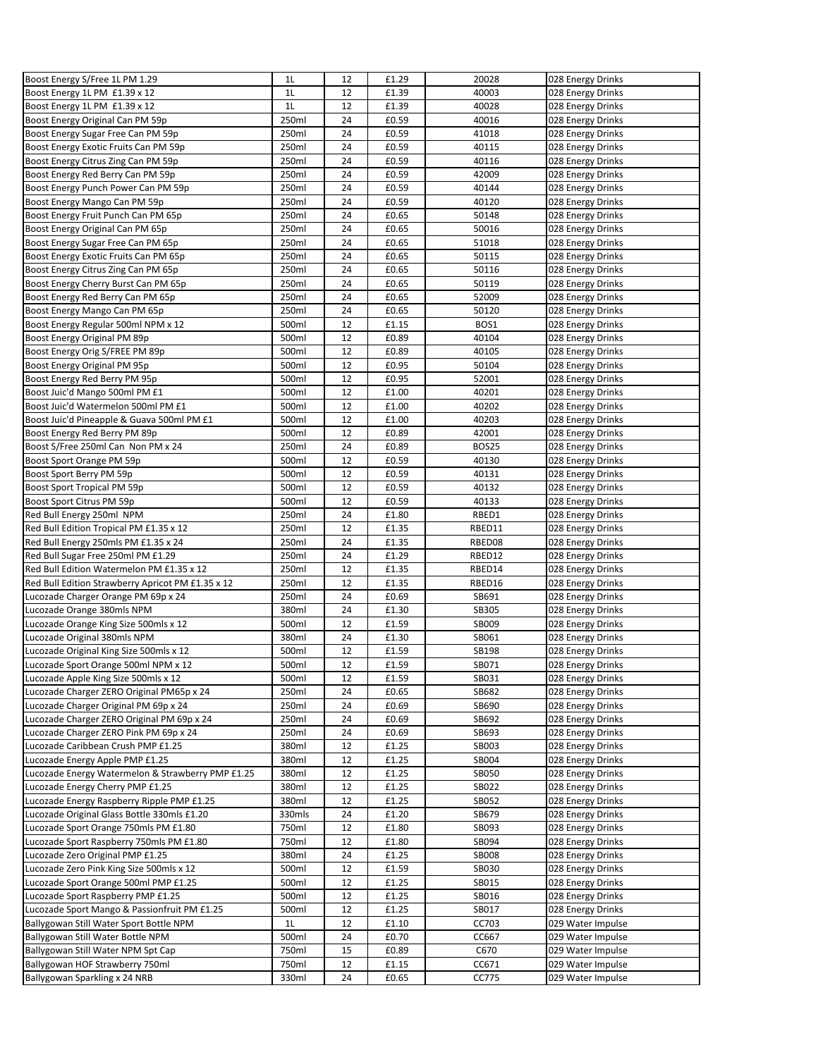| | | | | | |
|---|---|---|---|---|---|
| Boost Energy S/Free 1L PM 1.29 | 1L | 12 | £1.29 | 20028 | 028 Energy Drinks |
| Boost Energy 1L PM £1.39 x 12 | 1L | 12 | £1.39 | 40003 | 028 Energy Drinks |
| Boost Energy 1L PM £1.39 x 12 | 1L | 12 | £1.39 | 40028 | 028 Energy Drinks |
| Boost Energy Original Can PM 59p | 250ml | 24 | £0.59 | 40016 | 028 Energy Drinks |
| Boost Energy Sugar Free Can PM 59p | 250ml | 24 | £0.59 | 41018 | 028 Energy Drinks |
| Boost Energy Exotic Fruits Can PM 59p | 250ml | 24 | £0.59 | 40115 | 028 Energy Drinks |
| Boost Energy Citrus Zing Can PM 59p | 250ml | 24 | £0.59 | 40116 | 028 Energy Drinks |
| Boost Energy Red Berry Can PM 59p | 250ml | 24 | £0.59 | 42009 | 028 Energy Drinks |
| Boost Energy Punch Power Can PM 59p | 250ml | 24 | £0.59 | 40144 | 028 Energy Drinks |
| Boost Energy Mango Can PM 59p | 250ml | 24 | £0.59 | 40120 | 028 Energy Drinks |
| Boost Energy Fruit Punch Can PM 65p | 250ml | 24 | £0.65 | 50148 | 028 Energy Drinks |
| Boost Energy Original Can PM 65p | 250ml | 24 | £0.65 | 50016 | 028 Energy Drinks |
| Boost Energy Sugar Free Can PM 65p | 250ml | 24 | £0.65 | 51018 | 028 Energy Drinks |
| Boost Energy Exotic Fruits Can PM 65p | 250ml | 24 | £0.65 | 50115 | 028 Energy Drinks |
| Boost Energy Citrus Zing Can PM 65p | 250ml | 24 | £0.65 | 50116 | 028 Energy Drinks |
| Boost Energy Cherry Burst Can PM 65p | 250ml | 24 | £0.65 | 50119 | 028 Energy Drinks |
| Boost Energy Red Berry Can PM 65p | 250ml | 24 | £0.65 | 52009 | 028 Energy Drinks |
| Boost Energy Mango Can PM 65p | 250ml | 24 | £0.65 | 50120 | 028 Energy Drinks |
| Boost Energy Regular 500ml NPM x 12 | 500ml | 12 | £1.15 | BOS1 | 028 Energy Drinks |
| Boost Energy Original PM 89p | 500ml | 12 | £0.89 | 40104 | 028 Energy Drinks |
| Boost Energy Orig S/FREE PM 89p | 500ml | 12 | £0.89 | 40105 | 028 Energy Drinks |
| Boost Energy Original PM 95p | 500ml | 12 | £0.95 | 50104 | 028 Energy Drinks |
| Boost Energy Red Berry PM 95p | 500ml | 12 | £0.95 | 52001 | 028 Energy Drinks |
| Boost Juic'd Mango 500ml PM £1 | 500ml | 12 | £1.00 | 40201 | 028 Energy Drinks |
| Boost Juic'd Watermelon 500ml PM £1 | 500ml | 12 | £1.00 | 40202 | 028 Energy Drinks |
| Boost Juic'd Pineapple & Guava 500ml PM £1 | 500ml | 12 | £1.00 | 40203 | 028 Energy Drinks |
| Boost Energy Red Berry PM 89p | 500ml | 12 | £0.89 | 42001 | 028 Energy Drinks |
| Boost S/Free 250ml Can Non PM x 24 | 250ml | 24 | £0.89 | BOS25 | 028 Energy Drinks |
| Boost Sport Orange PM 59p | 500ml | 12 | £0.59 | 40130 | 028 Energy Drinks |
| Boost Sport Berry PM 59p | 500ml | 12 | £0.59 | 40131 | 028 Energy Drinks |
| Boost Sport Tropical PM 59p | 500ml | 12 | £0.59 | 40132 | 028 Energy Drinks |
| Boost Sport Citrus PM 59p | 500ml | 12 | £0.59 | 40133 | 028 Energy Drinks |
| Red Bull Energy 250ml NPM | 250ml | 24 | £1.80 | RBED1 | 028 Energy Drinks |
| Red Bull Edition Tropical PM £1.35 x 12 | 250ml | 12 | £1.35 | RBED11 | 028 Energy Drinks |
| Red Bull Energy 250mls PM £1.35 x 24 | 250ml | 24 | £1.35 | RBED08 | 028 Energy Drinks |
| Red Bull Sugar Free 250ml PM £1.29 | 250ml | 24 | £1.29 | RBED12 | 028 Energy Drinks |
| Red Bull Edition Watermelon PM £1.35 x 12 | 250ml | 12 | £1.35 | RBED14 | 028 Energy Drinks |
| Red Bull Edition Strawberry Apricot PM £1.35 x 12 | 250ml | 12 | £1.35 | RBED16 | 028 Energy Drinks |
| Lucozade Charger Orange PM 69p x 24 | 250ml | 24 | £0.69 | SB691 | 028 Energy Drinks |
| Lucozade Orange 380mls NPM | 380ml | 24 | £1.30 | SB305 | 028 Energy Drinks |
| Lucozade Orange King Size 500mls x 12 | 500ml | 12 | £1.59 | SB009 | 028 Energy Drinks |
| Lucozade Original 380mls NPM | 380ml | 24 | £1.30 | SB061 | 028 Energy Drinks |
| Lucozade Original King Size 500mls x 12 | 500ml | 12 | £1.59 | SB198 | 028 Energy Drinks |
| Lucozade Sport Orange 500ml NPM x 12 | 500ml | 12 | £1.59 | SB071 | 028 Energy Drinks |
| Lucozade Apple King Size 500mls x 12 | 500ml | 12 | £1.59 | SB031 | 028 Energy Drinks |
| Lucozade Charger ZERO Original PM65p x 24 | 250ml | 24 | £0.65 | SB682 | 028 Energy Drinks |
| Lucozade Charger Original PM 69p x 24 | 250ml | 24 | £0.69 | SB690 | 028 Energy Drinks |
| Lucozade Charger ZERO Original PM 69p x 24 | 250ml | 24 | £0.69 | SB692 | 028 Energy Drinks |
| Lucozade Charger ZERO Pink PM 69p x 24 | 250ml | 24 | £0.69 | SB693 | 028 Energy Drinks |
| Lucozade Caribbean Crush PMP £1.25 | 380ml | 12 | £1.25 | SB003 | 028 Energy Drinks |
| Lucozade Energy Apple PMP £1.25 | 380ml | 12 | £1.25 | SB004 | 028 Energy Drinks |
| Lucozade Energy Watermelon & Strawberry PMP £1.25 | 380ml | 12 | £1.25 | SB050 | 028 Energy Drinks |
| Lucozade Energy Cherry PMP £1.25 | 380ml | 12 | £1.25 | SB022 | 028 Energy Drinks |
| Lucozade Energy Raspberry Ripple PMP £1.25 | 380ml | 12 | £1.25 | SB052 | 028 Energy Drinks |
| Lucozade Original Glass Bottle 330mls £1.20 | 330mls | 24 | £1.20 | SB679 | 028 Energy Drinks |
| Lucozade Sport Orange 750mls PM £1.80 | 750ml | 12 | £1.80 | SB093 | 028 Energy Drinks |
| Lucozade Sport Raspberry 750mls PM £1.80 | 750ml | 12 | £1.80 | SB094 | 028 Energy Drinks |
| Lucozade Zero Original PMP £1.25 | 380ml | 24 | £1.25 | SB008 | 028 Energy Drinks |
| Lucozade Zero Pink King Size 500mls x 12 | 500ml | 12 | £1.59 | SB030 | 028 Energy Drinks |
| Lucozade Sport Orange 500ml PMP £1.25 | 500ml | 12 | £1.25 | SB015 | 028 Energy Drinks |
| Lucozade Sport Raspberry PMP £1.25 | 500ml | 12 | £1.25 | SB016 | 028 Energy Drinks |
| Lucozade Sport Mango & Passionfruit PM £1.25 | 500ml | 12 | £1.25 | SB017 | 028 Energy Drinks |
| Ballygowan Still Water Sport Bottle NPM | 1L | 12 | £1.10 | CC703 | 029 Water Impulse |
| Ballygowan Still Water Bottle NPM | 500ml | 24 | £0.70 | CC667 | 029 Water Impulse |
| Ballygowan Still Water NPM Spt Cap | 750ml | 15 | £0.89 | C670 | 029 Water Impulse |
| Ballygowan HOF Strawberry 750ml | 750ml | 12 | £1.15 | CC671 | 029 Water Impulse |
| Ballygowan Sparkling x 24 NRB | 330ml | 24 | £0.65 | CC775 | 029 Water Impulse |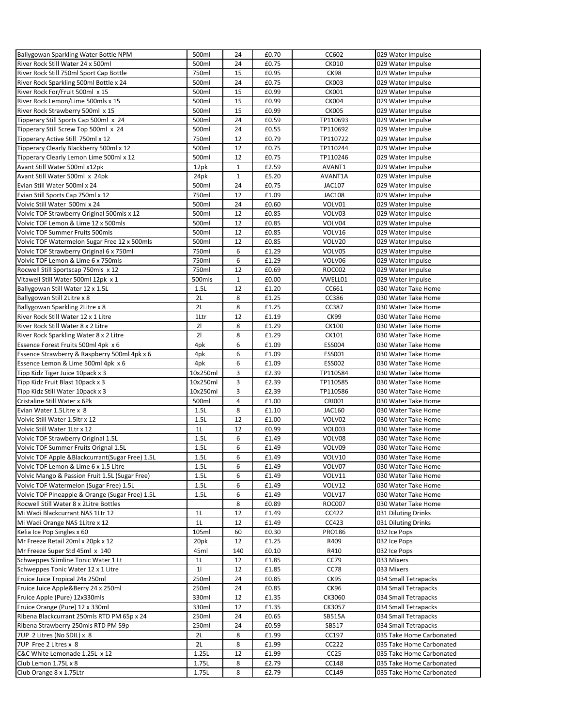| | | | | | |
|---|---|---|---|---|---|
| Ballygowan Sparkling Water Bottle NPM | 500ml | 24 | £0.70 | CC602 | 029 Water Impulse |
| River Rock Still Water 24 x 500ml | 500ml | 24 | £0.75 | CK010 | 029 Water Impulse |
| River Rock Still 750ml Sport Cap Bottle | 750ml | 15 | £0.95 | CK98 | 029 Water Impulse |
| River Rock Sparkling 500ml Bottle x 24 | 500ml | 24 | £0.75 | CK003 | 029 Water Impulse |
| River Rock For/Fruit 500ml x 15 | 500ml | 15 | £0.99 | CK001 | 029 Water Impulse |
| River Rock Lemon/Lime 500mls x 15 | 500ml | 15 | £0.99 | CK004 | 029 Water Impulse |
| River Rock Strawberry 500ml x 15 | 500ml | 15 | £0.99 | CK005 | 029 Water Impulse |
| Tipperary Still Sports Cap 500ml x 24 | 500ml | 24 | £0.59 | TP110693 | 029 Water Impulse |
| Tipperary Still Screw Top 500ml x 24 | 500ml | 24 | £0.55 | TP110692 | 029 Water Impulse |
| Tipperary Active Still 750ml x 12 | 750ml | 12 | £0.79 | TP110722 | 029 Water Impulse |
| Tipperary Clearly Blackberry 500ml x 12 | 500ml | 12 | £0.75 | TP110244 | 029 Water Impulse |
| Tipperary Clearly Lemon Lime 500ml x 12 | 500ml | 12 | £0.75 | TP110246 | 029 Water Impulse |
| Avant Still Water 500ml x12pk | 12pk | 1 | £2.59 | AVANT1 | 029 Water Impulse |
| Avant Still Water 500ml x 24pk | 24pk | 1 | £5.20 | AVANT1A | 029 Water Impulse |
| Evian Still Water 500ml x 24 | 500ml | 24 | £0.75 | JAC107 | 029 Water Impulse |
| Evian Still Sports Cap 750ml x 12 | 750ml | 12 | £1.09 | JAC108 | 029 Water Impulse |
| Volvic Still Water 500ml x 24 | 500ml | 24 | £0.60 | VOLV01 | 029 Water Impulse |
| Volvic TOF Strawberry Original 500mls x 12 | 500ml | 12 | £0.85 | VOLV03 | 029 Water Impulse |
| Volvic TOF Lemon & Lime 12 x 500mls | 500ml | 12 | £0.85 | VOLV04 | 029 Water Impulse |
| Volvic TOF Summer Fruits 500mls | 500ml | 12 | £0.85 | VOLV16 | 029 Water Impulse |
| Volvic TOF Watermelon Sugar Free 12 x 500mls | 500ml | 12 | £0.85 | VOLV20 | 029 Water Impulse |
| Volvic TOF Strawberry Original 6 x 750ml | 750ml | 6 | £1.29 | VOLV05 | 029 Water Impulse |
| Volvic TOF Lemon & Lime 6 x 750mls | 750ml | 6 | £1.29 | VOLV06 | 029 Water Impulse |
| Rocwell Still Sportscap 750mls x 12 | 750ml | 12 | £0.69 | ROC002 | 029 Water Impulse |
| Vitawell Still Water 500ml 12pk x 1 | 500mls | 1 | £0.00 | VWELL01 | 029 Water Impulse |
| Ballygowan Still Water 12 x 1.5L | 1.5L | 12 | £1.20 | CC661 | 030 Water Take Home |
| Ballygowan Still 2Litre x 8 | 2L | 8 | £1.25 | CC386 | 030 Water Take Home |
| Ballygowan Sparkling 2Litre x 8 | 2L | 8 | £1.25 | CC387 | 030 Water Take Home |
| River Rock Still Water 12 x 1 Litre | 1Ltr | 12 | £1.19 | CK99 | 030 Water Take Home |
| River Rock Still Water 8 x 2 Litre | 2l | 8 | £1.29 | CK100 | 030 Water Take Home |
| River Rock Sparkling Water 8 x 2 Litre | 2l | 8 | £1.29 | CK101 | 030 Water Take Home |
| Essence Forest Fruits 500ml 4pk x 6 | 4pk | 6 | £1.09 | ESS004 | 030 Water Take Home |
| Essence Strawberry & Raspberry 500ml 4pk x 6 | 4pk | 6 | £1.09 | ESS001 | 030 Water Take Home |
| Essence Lemon & Lime 500ml 4pk x 6 | 4pk | 6 | £1.09 | ESS002 | 030 Water Take Home |
| Tipp Kidz Tiger Juice 10pack x 3 | 10x250ml | 3 | £2.39 | TP110584 | 030 Water Take Home |
| Tipp Kidz Fruit Blast 10pack x 3 | 10x250ml | 3 | £2.39 | TP110585 | 030 Water Take Home |
| Tipp Kidz Still Water 10pack x 3 | 10x250ml | 3 | £2.39 | TP110586 | 030 Water Take Home |
| Cristaline Still Water x 6Pk | 500ml | 4 | £1.00 | CRI001 | 030 Water Take Home |
| Evian Water 1.5Litre x 8 | 1.5L | 8 | £1.10 | JAC160 | 030 Water Take Home |
| Volvic Still Water 1.5ltr x 12 | 1.5L | 12 | £1.00 | VOLV02 | 030 Water Take Home |
| Volvic Still Water 1Ltr x 12 | 1L | 12 | £0.99 | VOL003 | 030 Water Take Home |
| Volvic TOF Strawberry Original 1.5L | 1.5L | 6 | £1.49 | VOLV08 | 030 Water Take Home |
| Volvic TOF Summer Fruits Orignal 1.5L | 1.5L | 6 | £1.49 | VOLV09 | 030 Water Take Home |
| Volvic TOF Apple &Blackcurrant(Sugar Free) 1.5L | 1.5L | 6 | £1.49 | VOLV10 | 030 Water Take Home |
| Volvic TOF Lemon & Lime 6 x 1.5 Litre | 1.5L | 6 | £1.49 | VOLV07 | 030 Water Take Home |
| Volvic Mango & Passion Fruit 1.5L (Sugar Free) | 1.5L | 6 | £1.49 | VOLV11 | 030 Water Take Home |
| Volvic TOF Watermelon (Sugar Free) 1.5L | 1.5L | 6 | £1.49 | VOLV12 | 030 Water Take Home |
| Volvic TOF Pineapple & Orange (Sugar Free) 1.5L | 1.5L | 6 | £1.49 | VOLV17 | 030 Water Take Home |
| Rocwell Still Water 8 x 2Litre Bottles | | 8 | £0.89 | ROC007 | 030 Water Take Home |
| Mi Wadi Blackcurrant NAS 1Ltr 12 | 1L | 12 | £1.49 | CC422 | 031 Diluting Drinks |
| Mi Wadi Orange NAS 1Litre x 12 | 1L | 12 | £1.49 | CC423 | 031 Diluting Drinks |
| Kelia Ice Pop Singles x 60 | 105ml | 60 | £0.30 | PRO186 | 032 Ice Pops |
| Mr Freeze Retail 20ml x 20pk x 12 | 20pk | 12 | £1.25 | R409 | 032 Ice Pops |
| Mr Freeze Super Std 45ml x 140 | 45ml | 140 | £0.10 | R410 | 032 Ice Pops |
| Schweppes Slimline Tonic Water 1 Lt | 1L | 12 | £1.85 | CC79 | 033 Mixers |
| Schweppes Tonic Water 12 x 1 Litre | 1l | 12 | £1.85 | CC78 | 033 Mixers |
| Fruice Juice Tropical 24x 250ml | 250ml | 24 | £0.85 | CK95 | 034 Small Tetrapacks |
| Fruice Juice Apple&Berry 24 x 250ml | 250ml | 24 | £0.85 | CK96 | 034 Small Tetrapacks |
| Fruice Apple (Pure) 12x330mls | 330ml | 12 | £1.35 | CK3060 | 034 Small Tetrapacks |
| Fruice Orange (Pure) 12 x 330ml | 330ml | 12 | £1.35 | CK3057 | 034 Small Tetrapacks |
| Ribena Blackcurrant 250mls RTD PM 65p x 24 | 250ml | 24 | £0.65 | SB515A | 034 Small Tetrapacks |
| Ribena Strawberry 250mls RTD PM 59p | 250ml | 24 | £0.59 | SB517 | 034 Small Tetrapacks |
| 7UP 2 Litres (No SDIL) x 8 | 2L | 8 | £1.99 | CC197 | 035 Take Home Carbonated |
| 7UP Free 2 Litres x 8 | 2L | 8 | £1.99 | CC222 | 035 Take Home Carbonated |
| C&C White Lemonade 1.25L x 12 | 1.25L | 12 | £1.99 | CC25 | 035 Take Home Carbonated |
| Club Lemon 1.75L x 8 | 1.75L | 8 | £2.79 | CC148 | 035 Take Home Carbonated |
| Club Orange 8 x 1.75Ltr | 1.75L | 8 | £2.79 | CC149 | 035 Take Home Carbonated |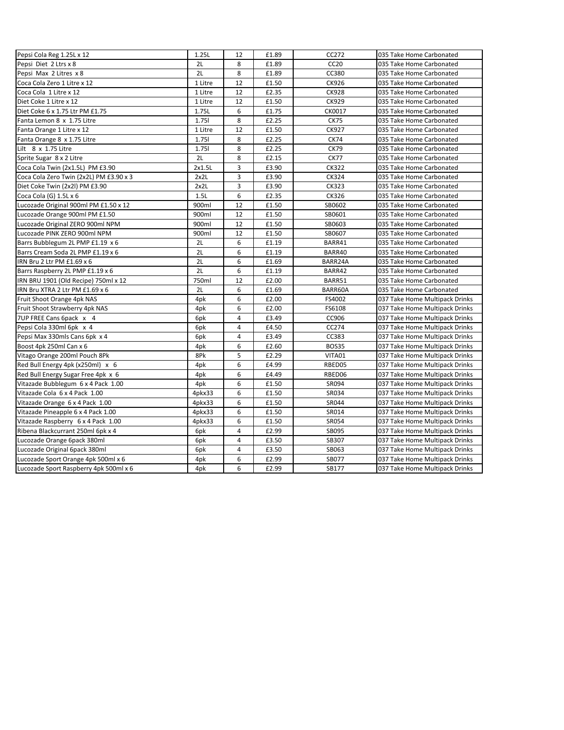| | | | | | |
|---|---|---|---|---|---|
| Pepsi Cola Reg 1.25L x 12 | 1.25L | 12 | £1.89 | CC272 | 035 Take Home Carbonated |
| Pepsi Diet 2 Ltrs x 8 | 2L | 8 | £1.89 | CC20 | 035 Take Home Carbonated |
| Pepsi Max 2 Litres x 8 | 2L | 8 | £1.89 | CC380 | 035 Take Home Carbonated |
| Coca Cola Zero 1 Litre x 12 | 1 Litre | 12 | £1.50 | CK926 | 035 Take Home Carbonated |
| Coca Cola 1 Litre x 12 | 1 Litre | 12 | £2.35 | CK928 | 035 Take Home Carbonated |
| Diet Coke 1 Litre x 12 | 1 Litre | 12 | £1.50 | CK929 | 035 Take Home Carbonated |
| Diet Coke 6 x 1.75 Ltr PM £1.75 | 1.75L | 6 | £1.75 | CK0017 | 035 Take Home Carbonated |
| Fanta Lemon 8 x 1.75 Litre | 1.75l | 8 | £2.25 | CK75 | 035 Take Home Carbonated |
| Fanta Orange 1 Litre x 12 | 1 Litre | 12 | £1.50 | CK927 | 035 Take Home Carbonated |
| Fanta Orange 8 x 1.75 Litre | 1.75l | 8 | £2.25 | CK74 | 035 Take Home Carbonated |
| Lilt 8 x 1.75 Litre | 1.75l | 8 | £2.25 | CK79 | 035 Take Home Carbonated |
| Sprite Sugar 8 x 2 Litre | 2L | 8 | £2.15 | CK77 | 035 Take Home Carbonated |
| Coca Cola Twin (2x1.5L) PM £3.90 | 2x1.5L | 3 | £3.90 | CK322 | 035 Take Home Carbonated |
| Coca Cola Zero Twin (2x2L) PM £3.90 x 3 | 2x2L | 3 | £3.90 | CK324 | 035 Take Home Carbonated |
| Diet Coke Twin (2x2l) PM £3.90 | 2x2L | 3 | £3.90 | CK323 | 035 Take Home Carbonated |
| Coca Cola (G) 1.5L x 6 | 1.5L | 6 | £2.35 | CK326 | 035 Take Home Carbonated |
| Lucozade Original 900ml PM £1.50 x 12 | 900ml | 12 | £1.50 | SB0602 | 035 Take Home Carbonated |
| Lucozade Orange 900ml PM £1.50 | 900ml | 12 | £1.50 | SB0601 | 035 Take Home Carbonated |
| Lucozade Original ZERO 900ml NPM | 900ml | 12 | £1.50 | SB0603 | 035 Take Home Carbonated |
| Lucozade PINK ZERO 900ml NPM | 900ml | 12 | £1.50 | SB0607 | 035 Take Home Carbonated |
| Barrs Bubblegum 2L PMP £1.19 x 6 | 2L | 6 | £1.19 | BARR41 | 035 Take Home Carbonated |
| Barrs Cream Soda 2L PMP £1.19 x 6 | 2L | 6 | £1.19 | BARR40 | 035 Take Home Carbonated |
| IRN Bru 2 Ltr PM £1.69 x 6 | 2L | 6 | £1.69 | BARR24A | 035 Take Home Carbonated |
| Barrs Raspberry 2L PMP £1.19 x 6 | 2L | 6 | £1.19 | BARR42 | 035 Take Home Carbonated |
| IRN BRU 1901 (Old Recipe) 750ml x 12 | 750ml | 12 | £2.00 | BARR51 | 035 Take Home Carbonated |
| IRN Bru XTRA 2 Ltr PM £1.69 x 6 | 2L | 6 | £1.69 | BARR60A | 035 Take Home Carbonated |
| Fruit Shoot Orange 4pk NAS | 4pk | 6 | £2.00 | FS4002 | 037 Take Home Multipack Drinks |
| Fruit Shoot Strawberry 4pk NAS | 4pk | 6 | £2.00 | FS6108 | 037 Take Home Multipack Drinks |
| 7UP FREE Cans 6pack x 4 | 6pk | 4 | £3.49 | CC906 | 037 Take Home Multipack Drinks |
| Pepsi Cola 330ml 6pk x 4 | 6pk | 4 | £4.50 | CC274 | 037 Take Home Multipack Drinks |
| Pepsi Max 330mls Cans 6pk x 4 | 6pk | 4 | £3.49 | CC383 | 037 Take Home Multipack Drinks |
| Boost 4pk 250ml Can x 6 | 4pk | 6 | £2.60 | BOS35 | 037 Take Home Multipack Drinks |
| Vitago Orange 200ml Pouch 8Pk | 8Pk | 5 | £2.29 | VITA01 | 037 Take Home Multipack Drinks |
| Red Bull Energy 4pk (x250ml) x 6 | 4pk | 6 | £4.99 | RBED05 | 037 Take Home Multipack Drinks |
| Red Bull Energy Sugar Free 4pk x 6 | 4pk | 6 | £4.49 | RBED06 | 037 Take Home Multipack Drinks |
| Vitazade Bubblegum 6 x 4 Pack 1.00 | 4pk | 6 | £1.50 | SR094 | 037 Take Home Multipack Drinks |
| Vitazade Cola 6 x 4 Pack 1.00 | 4pkx33 | 6 | £1.50 | SR034 | 037 Take Home Multipack Drinks |
| Vitazade Orange 6 x 4 Pack 1.00 | 4pkx33 | 6 | £1.50 | SR044 | 037 Take Home Multipack Drinks |
| Vitazade Pineapple 6 x 4 Pack 1.00 | 4pkx33 | 6 | £1.50 | SR014 | 037 Take Home Multipack Drinks |
| Vitazade Raspberry 6 x 4 Pack 1.00 | 4pkx33 | 6 | £1.50 | SR054 | 037 Take Home Multipack Drinks |
| Ribena Blackcurrant 250ml 6pk x 4 | 6pk | 4 | £2.99 | SB095 | 037 Take Home Multipack Drinks |
| Lucozade Orange 6pack 380ml | 6pk | 4 | £3.50 | SB307 | 037 Take Home Multipack Drinks |
| Lucozade Original 6pack 380ml | 6pk | 4 | £3.50 | SB063 | 037 Take Home Multipack Drinks |
| Lucozade Sport Orange 4pk 500ml x 6 | 4pk | 6 | £2.99 | SB077 | 037 Take Home Multipack Drinks |
| Lucozade Sport Raspberry 4pk 500ml x 6 | 4pk | 6 | £2.99 | SB177 | 037 Take Home Multipack Drinks |